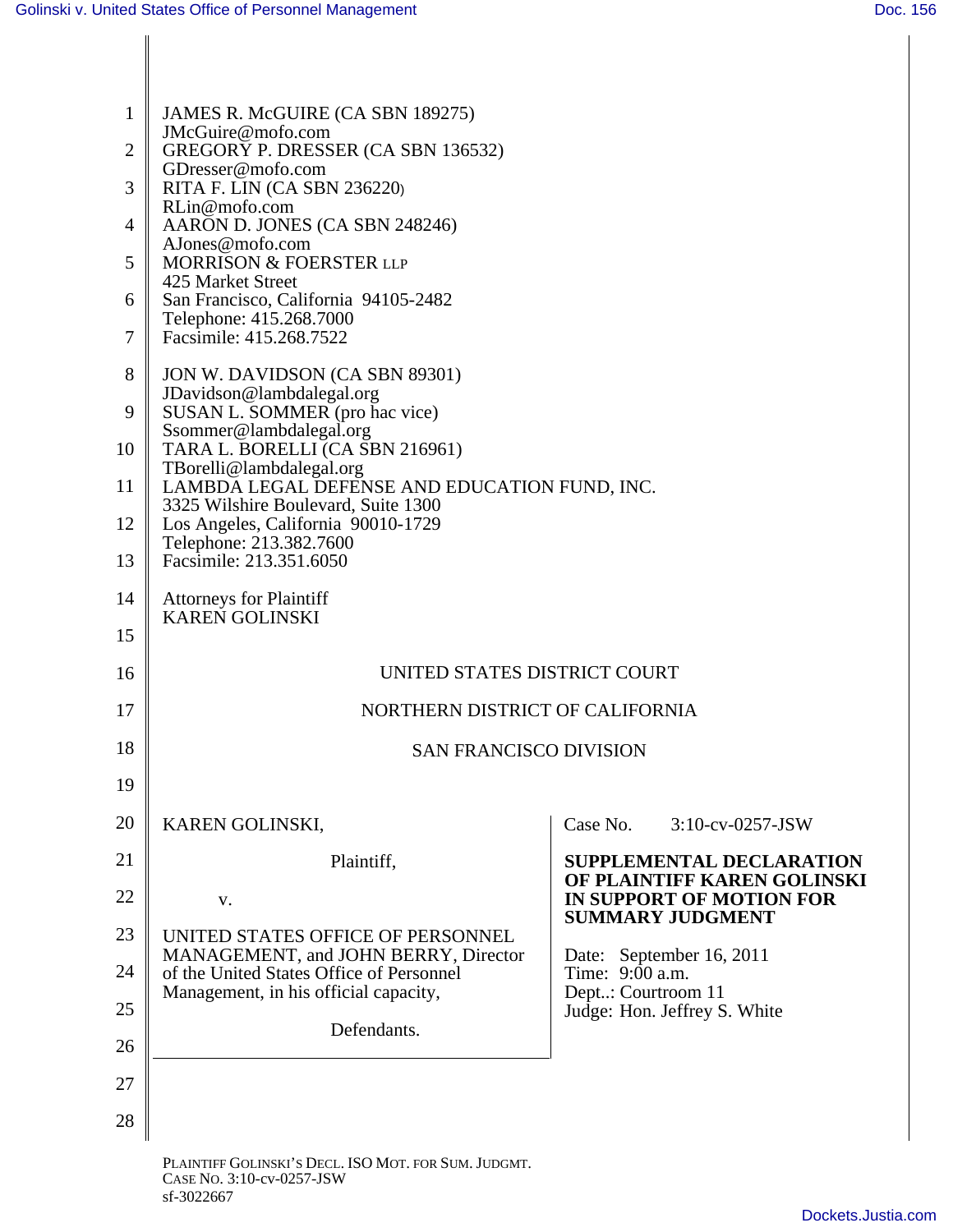JAMES R. McGUIRE (CA SBN 189275)
JMcGuire@mofo.com
GREGORY P. DRESSER (CA SBN 136532)
GDresser@mofo.com
RITA F. LIN (CA SBN 236220)
RLin@mofo.com
AARON D. JONES (CA SBN 248246)
AJones@mofo.com
MORRISON & FOERSTER LLP
425 Market Street
San Francisco, California 94105-2482
Telephone: 415.268.7000
Facsimile: 415.268.7522

JON W. DAVIDSON (CA SBN 89301)
JDavidson@lambdalegal.org
SUSAN L. SOMMER (pro hac vice)
Ssommer@lambdalegal.org
TARA L. BORELLI (CA SBN 216961)
TBorelli@lambdalegal.org
LAMBDA LEGAL DEFENSE AND EDUCATION FUND, INC.
3325 Wilshire Boulevard, Suite 1300
Los Angeles, California 90010-1729
Telephone: 213.382.7600
Facsimile: 213.351.6050

Attorneys for Plaintiff
KAREN GOLINSKI

UNITED STATES DISTRICT COURT

NORTHERN DISTRICT OF CALIFORNIA

SAN FRANCISCO DIVISION

| | |
|---|---|
| KAREN GOLINSKI,<br><br>Plaintiff,<br><br>v.<br><br>UNITED STATES OFFICE OF PERSONNEL MANAGEMENT, and JOHN BERRY, Director of the United States Office of Personnel Management, in his official capacity,<br><br>Defendants. | Case No. 3:10-cv-0257-JSW<br><br>**SUPPLEMENTAL DECLARATION OF PLAINTIFF KAREN GOLINSKI IN SUPPORT OF MOTION FOR SUMMARY JUDGMENT**<br><br>Date: September 16, 2011<br>Time: 9:00 a.m.<br>Dept..: Courtroom 11<br>Judge: Hon. Jeffrey S. White |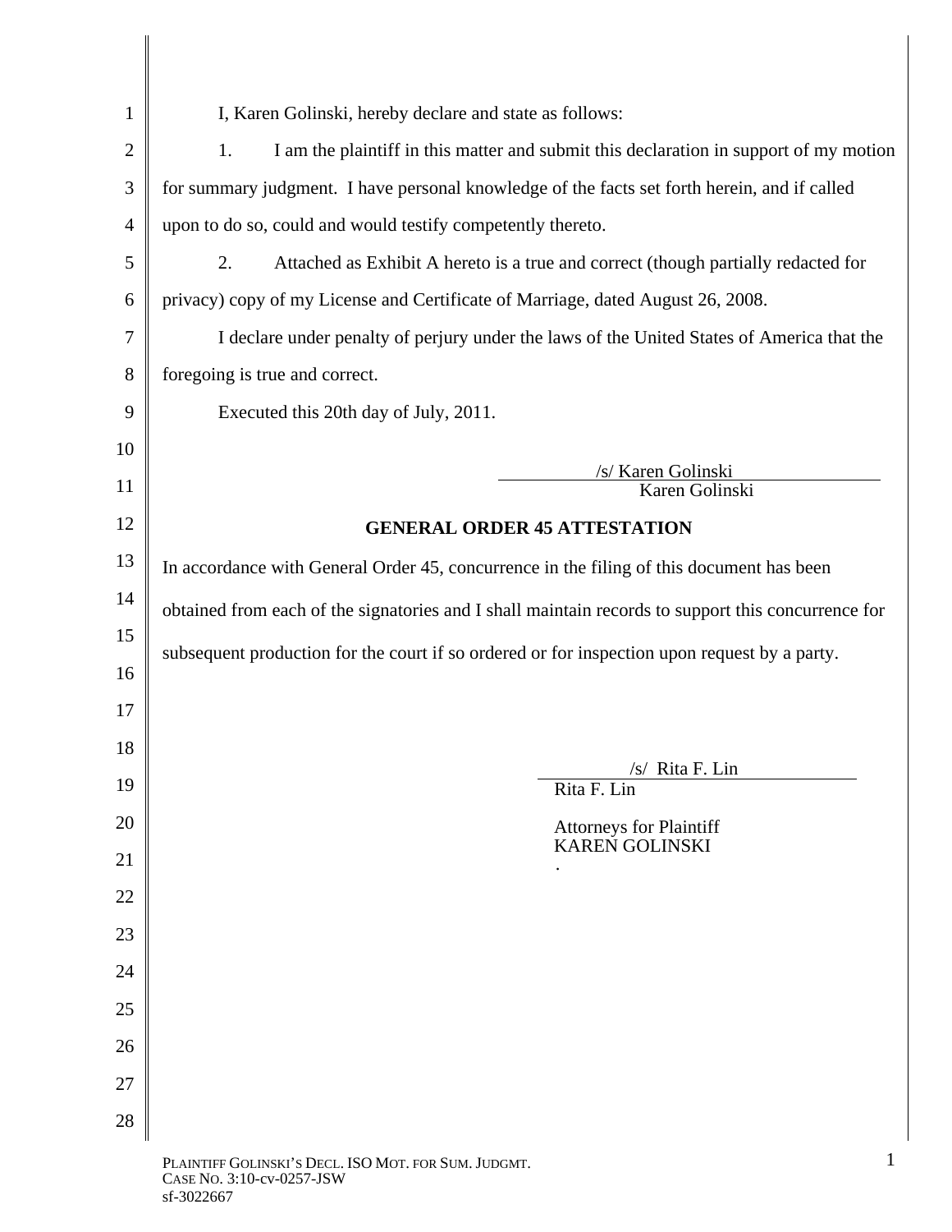I, Karen Golinski, hereby declare and state as follows:

1. I am the plaintiff in this matter and submit this declaration in support of my motion for summary judgment. I have personal knowledge of the facts set forth herein, and if called upon to do so, could and would testify competently thereto.

2. Attached as Exhibit A hereto is a true and correct (though partially redacted for privacy) copy of my License and Certificate of Marriage, dated August 26, 2008.

I declare under penalty of perjury under the laws of the United States of America that the foregoing is true and correct.

Executed this 20th day of July, 2011.

/s/ Karen Golinski
Karen Golinski

**GENERAL ORDER 45 ATTESTATION**

In accordance with General Order 45, concurrence in the filing of this document has been obtained from each of the signatories and I shall maintain records to support this concurrence for subsequent production for the court if so ordered or for inspection upon request by a party.

/s/ Rita F. Lin
Rita F. Lin

Attorneys for Plaintiff
KAREN GOLINSKI
.